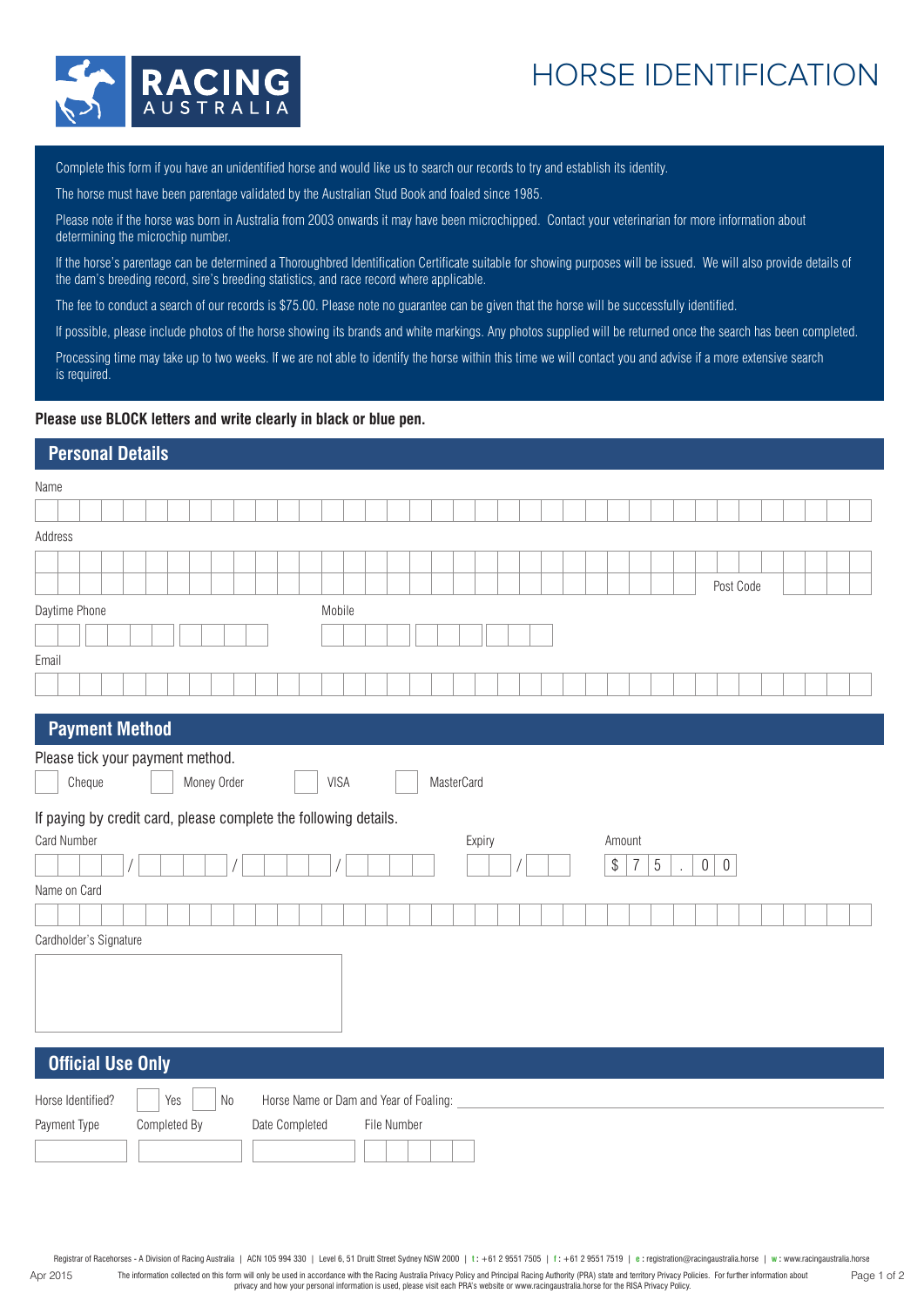RACING AUSTRALIA

# HORSE IDENTIFICATION

Complete this form if you have an unidentified horse and would like us to search our records to try and establish its identity.

The horse must have been parentage validated by the Australian Stud Book and foaled since 1985.

Please note if the horse was born in Australia from 2003 onwards it may have been microchipped. Contact your veterinarian for more information about determining the microchip number.

If the horse's parentage can be determined a Thoroughbred Identification Certificate suitable for showing purposes will be issued. We will also provide details of the dam's breeding record, sire's breeding statistics, and race record where applicable.

The fee to conduct a search of our records is $75.00. Please note no guarantee can be given that the horse will be successfully identified.

If possible, please include photos of the horse showing its brands and white markings. Any photos supplied will be returned once the search has been completed.

Processing time may take up to two weeks. If we are not able to identify the horse within this time we will contact you and advise if a more extensive search is required.

**Please use BLOCK letters and write clearly in black or blue pen.**

## Personal Details

Name

Address

Post Code

Daytime Phone

Mobile

Email

## Payment Method

Please tick your payment method.

☐ Cheque ☐ Money Order ☐ VISA ☐ MasterCard

If paying by credit card, please complete the following details.

Card Number ____ / ____ / ____ / ____

Expiry __ / __

Amount $ 7 5 . 0 0

Name on Card

Cardholder's Signature

## Official Use Only

Horse Identified? ☐ Yes ☐ No Horse Name or Dam and Year of Foaling: ______________________

| Payment Type | Completed By | Date Completed | File Number |
|---|---|---|---|
| | | | |

Registrar of Racehorses - A Division of Racing Australia | ACN 105 994 330 | Level 6, 51 Druitt Street Sydney NSW 2000 | t: +61 2 9551 7505 | f: +61 2 9551 7519 | e: registration@racingaustralia.horse | w: www.racingaustralia.horse

Apr 2015

The information collected on this form will only be used in accordance with the Racing Australia Privacy Policy and Principal Racing Authority (PRA) state and territory Privacy Policies. For further information about privacy and how your personal information is used, please visit each PRA's website or www.racingaustralia.horse for the RISA Privacy Policy.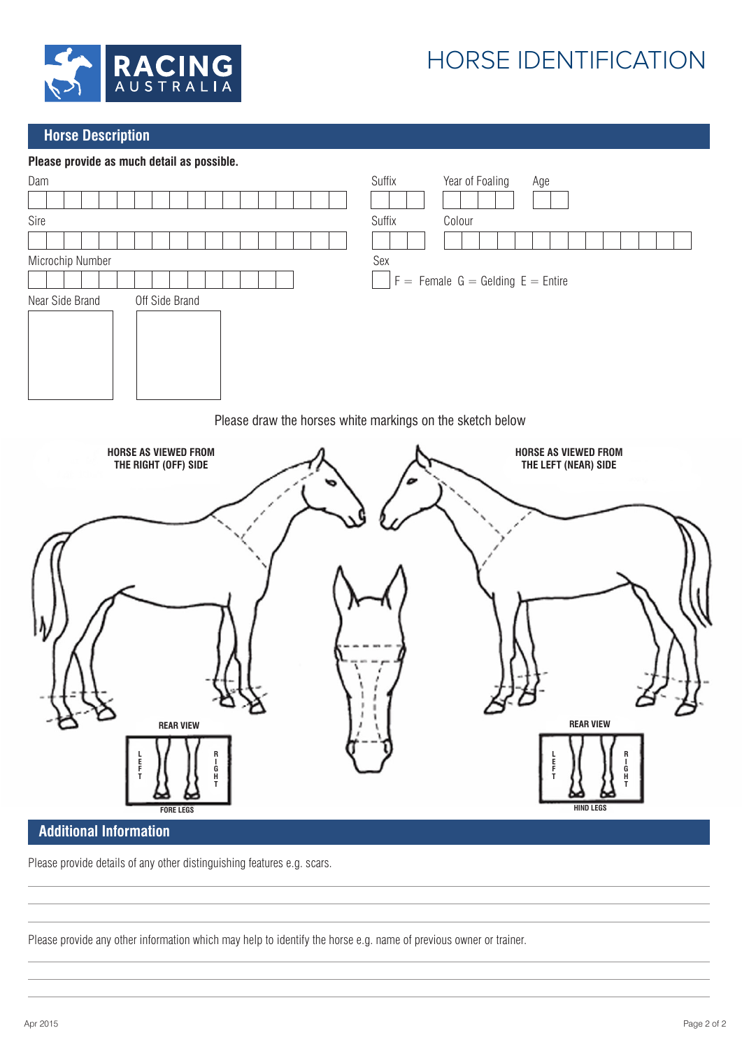RACING AUSTRALIA

# HORSE IDENTIFICATION

## Horse Description

**Please provide as much detail as possible.**

Dam

Suffix

Year of Foaling

Age

Sire

Suffix

Colour

Microchip Number

Sex

F = Female G = Gelding E = Entire

Near Side Brand

Off Side Brand

Please draw the horses white markings on the sketch below

HORSE AS VIEWED FROM THE RIGHT (OFF) SIDE

HORSE AS VIEWED FROM THE LEFT (NEAR) SIDE

REAR VIEW

LEFT

RIGHT

FORE LEGS

REAR VIEW

LEFT

RIGHT

HIND LEGS

## Additional Information

Please provide details of any other distinguishing features e.g. scars.

Please provide any other information which may help to identify the horse e.g. name of previous owner or trainer.

Apr 2015